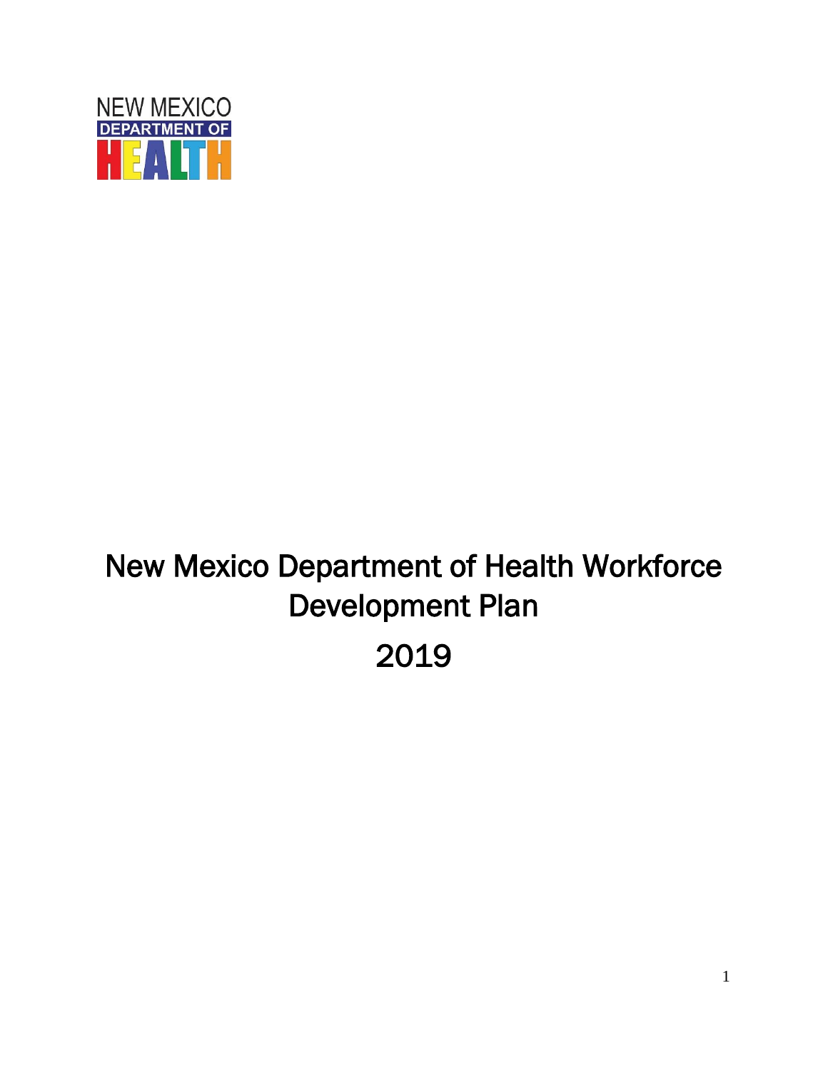NEW MEXICO
DEPARTMENT OF
HEALTH

# New Mexico Department of Health Workforce Development Plan

# 2019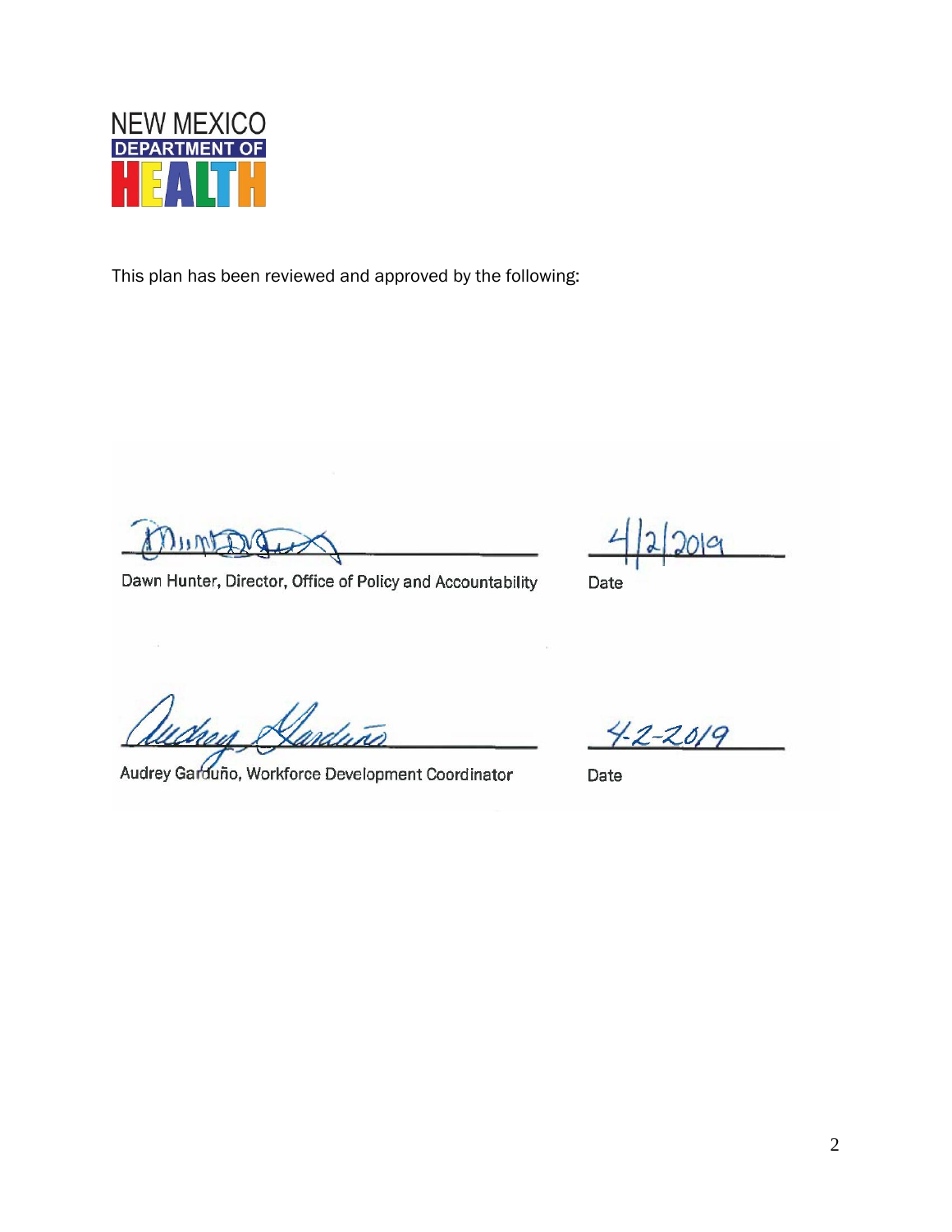NEW MEXICO
DEPARTMENT OF
HEALTH

This plan has been reviewed and approved by the following:

Dawn Hunter, Director, Office of Policy and Accountability — Date: 4/2/2019

Audrey Garduño, Workforce Development Coordinator — Date: 4-2-2019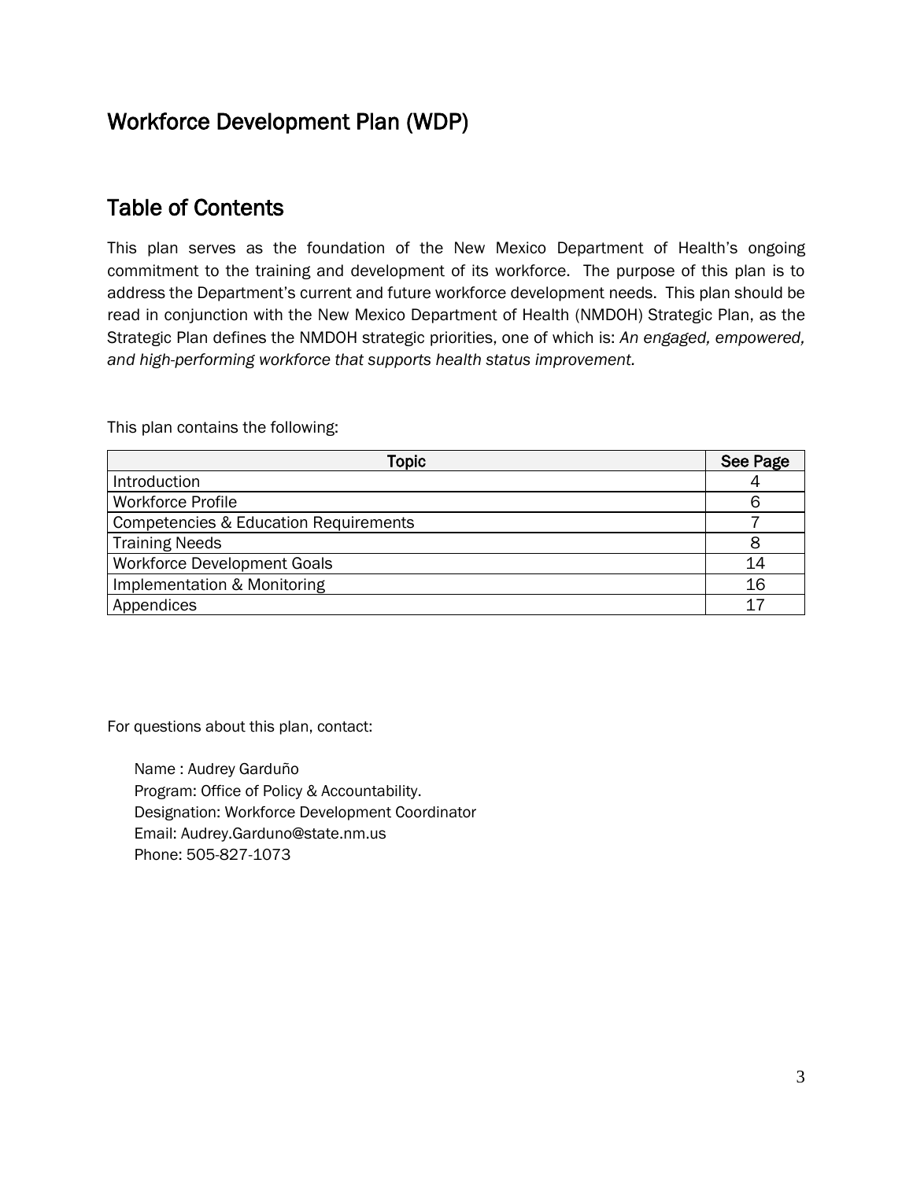## Workforce Development Plan (WDP)

## Table of Contents

This plan serves as the foundation of the New Mexico Department of Health's ongoing commitment to the training and development of its workforce. The purpose of this plan is to address the Department's current and future workforce development needs. This plan should be read in conjunction with the New Mexico Department of Health (NMDOH) Strategic Plan, as the Strategic Plan defines the NMDOH strategic priorities, one of which is: *An engaged, empowered, and high-performing workforce that supports health status improvement.*

This plan contains the following:

| Topic | See Page |
|---|---|
| Introduction | 4 |
| Workforce Profile | 6 |
| Competencies & Education Requirements | 7 |
| Training Needs | 8 |
| Workforce Development Goals | 14 |
| Implementation & Monitoring | 16 |
| Appendices | 17 |

For questions about this plan, contact:

Name : Audrey Garduño
Program: Office of Policy & Accountability.
Designation: Workforce Development Coordinator
Email: Audrey.Garduno@state.nm.us
Phone: 505-827-1073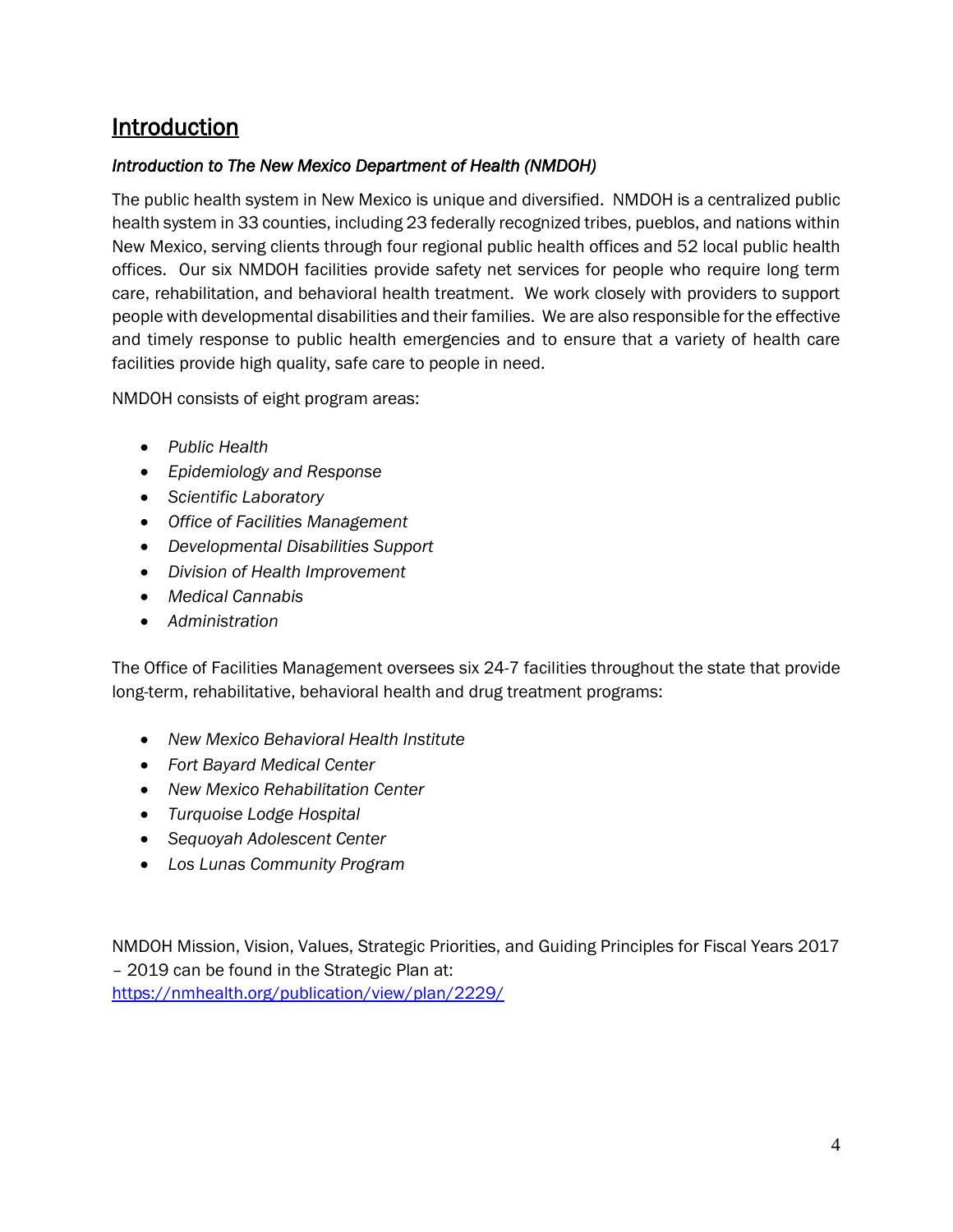# Introduction

*Introduction to The New Mexico Department of Health (NMDOH)*

The public health system in New Mexico is unique and diversified. NMDOH is a centralized public health system in 33 counties, including 23 federally recognized tribes, pueblos, and nations within New Mexico, serving clients through four regional public health offices and 52 local public health offices. Our six NMDOH facilities provide safety net services for people who require long term care, rehabilitation, and behavioral health treatment. We work closely with providers to support people with developmental disabilities and their families. We are also responsible for the effective and timely response to public health emergencies and to ensure that a variety of health care facilities provide high quality, safe care to people in need.

NMDOH consists of eight program areas:

- *Public Health*
- *Epidemiology and Response*
- *Scientific Laboratory*
- *Office of Facilities Management*
- *Developmental Disabilities Support*
- *Division of Health Improvement*
- *Medical Cannabis*
- *Administration*

The Office of Facilities Management oversees six 24-7 facilities throughout the state that provide long-term, rehabilitative, behavioral health and drug treatment programs:

- *New Mexico Behavioral Health Institute*
- *Fort Bayard Medical Center*
- *New Mexico Rehabilitation Center*
- *Turquoise Lodge Hospital*
- *Sequoyah Adolescent Center*
- *Los Lunas Community Program*

NMDOH Mission, Vision, Values, Strategic Priorities, and Guiding Principles for Fiscal Years 2017 – 2019 can be found in the Strategic Plan at: https://nmhealth.org/publication/view/plan/2229/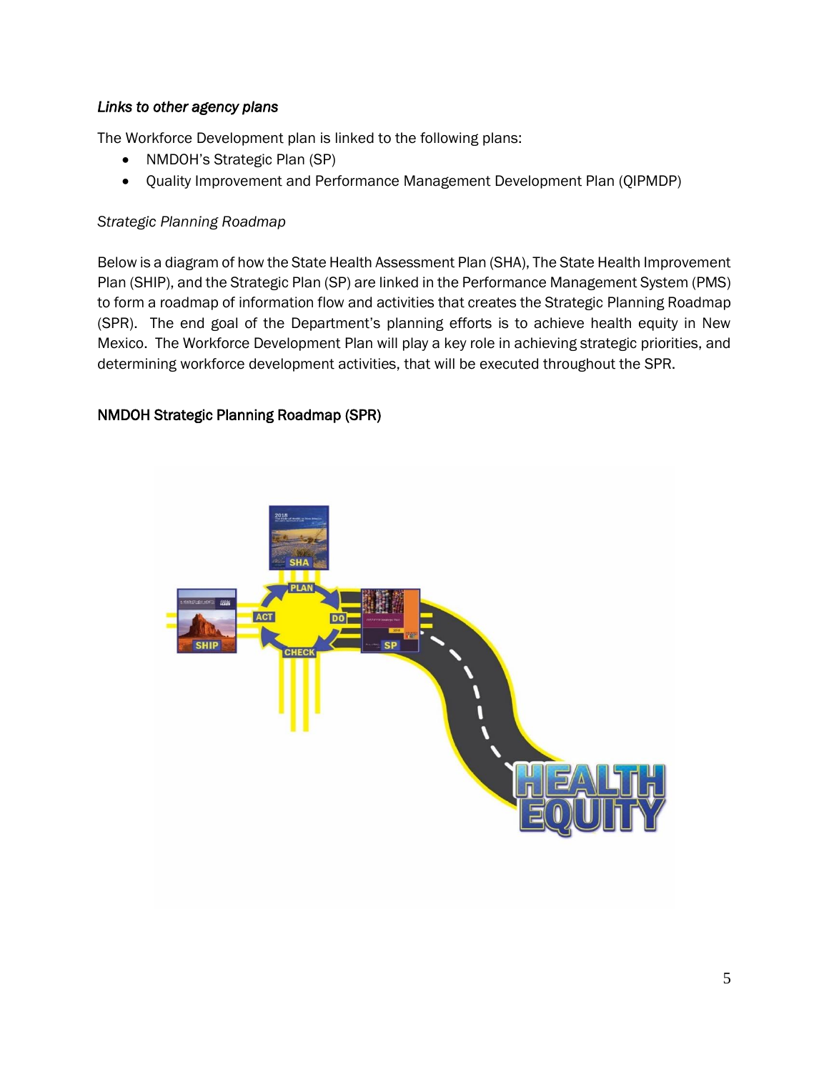### *Links to other agency plans*

The Workforce Development plan is linked to the following plans:

- NMDOH's Strategic Plan (SP)
- Quality Improvement and Performance Management Development Plan (QIPMDP)

*Strategic Planning Roadmap*

Below is a diagram of how the State Health Assessment Plan (SHA), The State Health Improvement Plan (SHIP), and the Strategic Plan (SP) are linked in the Performance Management System (PMS) to form a roadmap of information flow and activities that creates the Strategic Planning Roadmap (SPR). The end goal of the Department's planning efforts is to achieve health equity in New Mexico. The Workforce Development Plan will play a key role in achieving strategic priorities, and determining workforce development activities, that will be executed throughout the SPR.

NMDOH Strategic Planning Roadmap (SPR)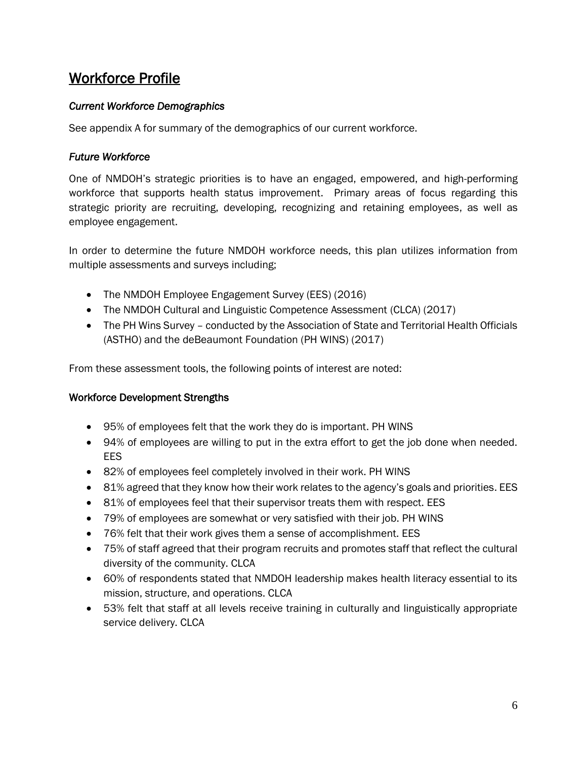## Workforce Profile

### *Current Workforce Demographics*

See appendix A for summary of the demographics of our current workforce.

### *Future Workforce*

One of NMDOH's strategic priorities is to have an engaged, empowered, and high-performing workforce that supports health status improvement. Primary areas of focus regarding this strategic priority are recruiting, developing, recognizing and retaining employees, as well as employee engagement.

In order to determine the future NMDOH workforce needs, this plan utilizes information from multiple assessments and surveys including;

- The NMDOH Employee Engagement Survey (EES) (2016)
- The NMDOH Cultural and Linguistic Competence Assessment (CLCA) (2017)
- The PH Wins Survey – conducted by the Association of State and Territorial Health Officials (ASTHO) and the deBeaumont Foundation (PH WINS) (2017)

From these assessment tools, the following points of interest are noted:

### Workforce Development Strengths

- 95% of employees felt that the work they do is important. PH WINS
- 94% of employees are willing to put in the extra effort to get the job done when needed. EES
- 82% of employees feel completely involved in their work. PH WINS
- 81% agreed that they know how their work relates to the agency's goals and priorities. EES
- 81% of employees feel that their supervisor treats them with respect. EES
- 79% of employees are somewhat or very satisfied with their job. PH WINS
- 76% felt that their work gives them a sense of accomplishment. EES
- 75% of staff agreed that their program recruits and promotes staff that reflect the cultural diversity of the community. CLCA
- 60% of respondents stated that NMDOH leadership makes health literacy essential to its mission, structure, and operations. CLCA
- 53% felt that staff at all levels receive training in culturally and linguistically appropriate service delivery. CLCA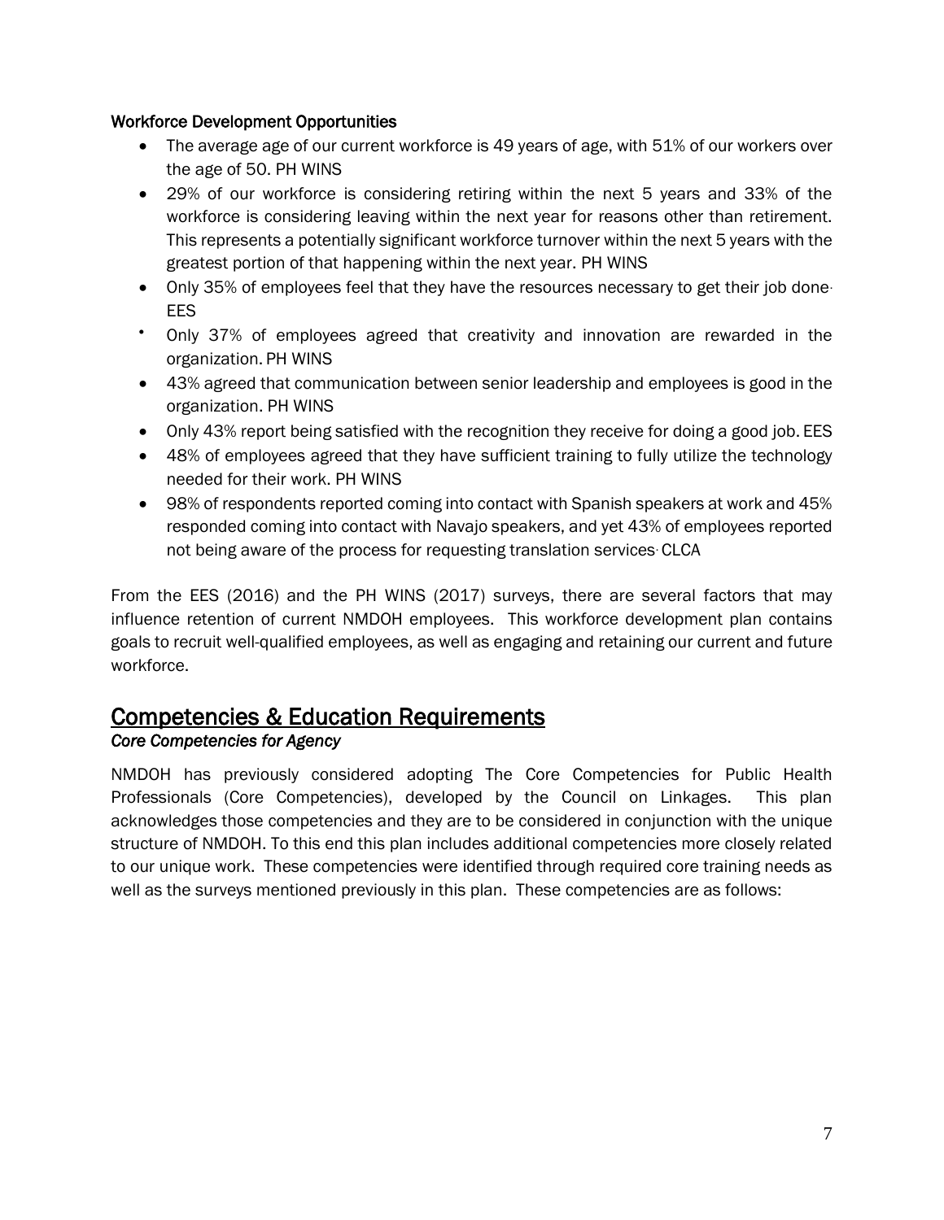#### Workforce Development Opportunities

- The average age of our current workforce is 49 years of age, with 51% of our workers over the age of 50. PH WINS
- 29% of our workforce is considering retiring within the next 5 years and 33% of the workforce is considering leaving within the next year for reasons other than retirement. This represents a potentially significant workforce turnover within the next 5 years with the greatest portion of that happening within the next year. PH WINS
- Only 35% of employees feel that they have the resources necessary to get their job done. EES
- Only 37% of employees agreed that creativity and innovation are rewarded in the organization. PH WINS
- 43% agreed that communication between senior leadership and employees is good in the organization. PH WINS
- Only 43% report being satisfied with the recognition they receive for doing a good job. EES
- 48% of employees agreed that they have sufficient training to fully utilize the technology needed for their work. PH WINS
- 98% of respondents reported coming into contact with Spanish speakers at work and 45% responded coming into contact with Navajo speakers, and yet 43% of employees reported not being aware of the process for requesting translation services. CLCA

From the EES (2016) and the PH WINS (2017) surveys, there are several factors that may influence retention of current NMDOH employees. This workforce development plan contains goals to recruit well-qualified employees, as well as engaging and retaining our current and future workforce.

## Competencies & Education Requirements

### *Core Competencies for Agency*

NMDOH has previously considered adopting The Core Competencies for Public Health Professionals (Core Competencies), developed by the Council on Linkages. This plan acknowledges those competencies and they are to be considered in conjunction with the unique structure of NMDOH. To this end this plan includes additional competencies more closely related to our unique work. These competencies were identified through required core training needs as well as the surveys mentioned previously in this plan. These competencies are as follows: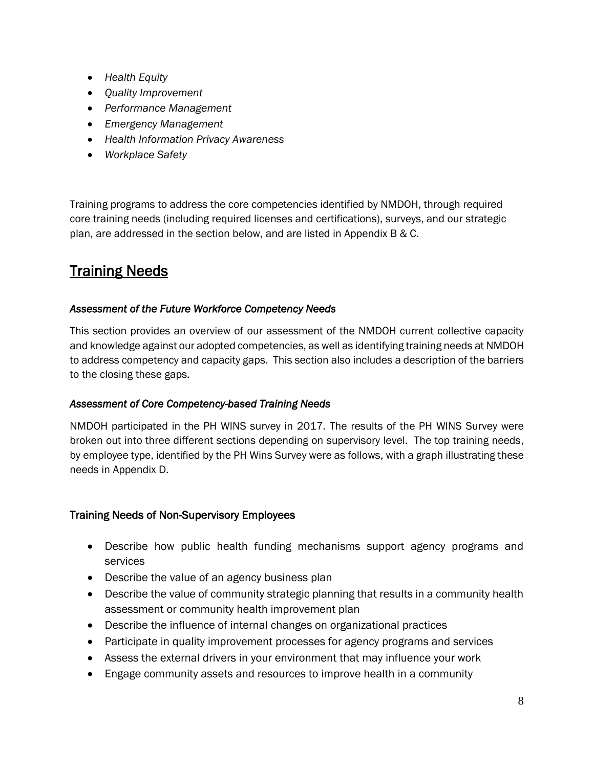- *Health Equity*
- *Quality Improvement*
- *Performance Management*
- *Emergency Management*
- *Health Information Privacy Awareness*
- *Workplace Safety*

Training programs to address the core competencies identified by NMDOH, through required core training needs (including required licenses and certifications), surveys, and our strategic plan, are addressed in the section below, and are listed in Appendix B & C.

## Training Needs

### *Assessment of the Future Workforce Competency Needs*

This section provides an overview of our assessment of the NMDOH current collective capacity and knowledge against our adopted competencies, as well as identifying training needs at NMDOH to address competency and capacity gaps. This section also includes a description of the barriers to the closing these gaps.

### *Assessment of Core Competency-based Training Needs*

NMDOH participated in the PH WINS survey in 2017. The results of the PH WINS Survey were broken out into three different sections depending on supervisory level. The top training needs, by employee type, identified by the PH Wins Survey were as follows, with a graph illustrating these needs in Appendix D.

### Training Needs of Non-Supervisory Employees

- Describe how public health funding mechanisms support agency programs and services
- Describe the value of an agency business plan
- Describe the value of community strategic planning that results in a community health assessment or community health improvement plan
- Describe the influence of internal changes on organizational practices
- Participate in quality improvement processes for agency programs and services
- Assess the external drivers in your environment that may influence your work
- Engage community assets and resources to improve health in a community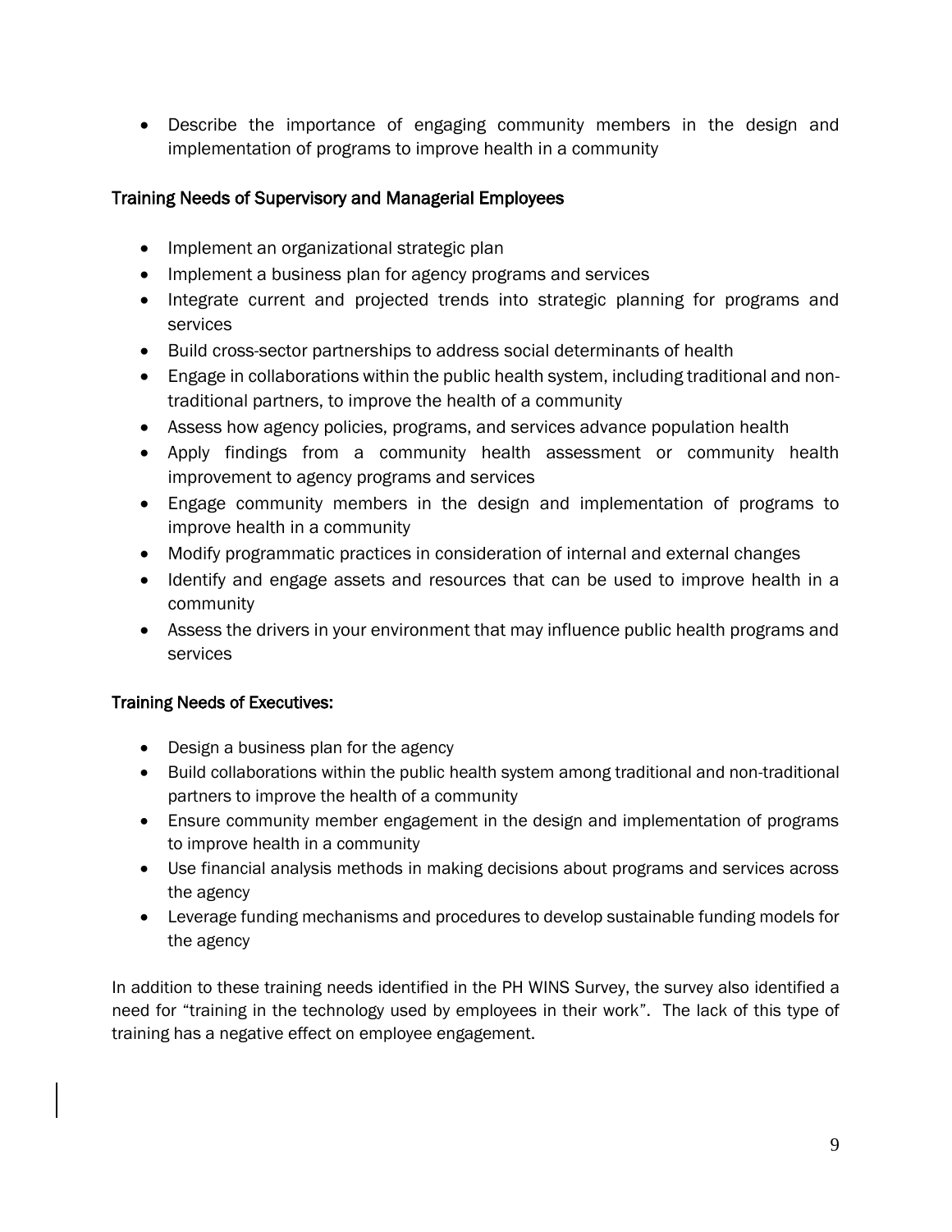- Describe the importance of engaging community members in the design and implementation of programs to improve health in a community

### Training Needs of Supervisory and Managerial Employees

- Implement an organizational strategic plan
- Implement a business plan for agency programs and services
- Integrate current and projected trends into strategic planning for programs and services
- Build cross-sector partnerships to address social determinants of health
- Engage in collaborations within the public health system, including traditional and non-traditional partners, to improve the health of a community
- Assess how agency policies, programs, and services advance population health
- Apply findings from a community health assessment or community health improvement to agency programs and services
- Engage community members in the design and implementation of programs to improve health in a community
- Modify programmatic practices in consideration of internal and external changes
- Identify and engage assets and resources that can be used to improve health in a community
- Assess the drivers in your environment that may influence public health programs and services

### Training Needs of Executives:

- Design a business plan for the agency
- Build collaborations within the public health system among traditional and non-traditional partners to improve the health of a community
- Ensure community member engagement in the design and implementation of programs to improve health in a community
- Use financial analysis methods in making decisions about programs and services across the agency
- Leverage funding mechanisms and procedures to develop sustainable funding models for the agency

In addition to these training needs identified in the PH WINS Survey, the survey also identified a need for "training in the technology used by employees in their work". The lack of this type of training has a negative effect on employee engagement.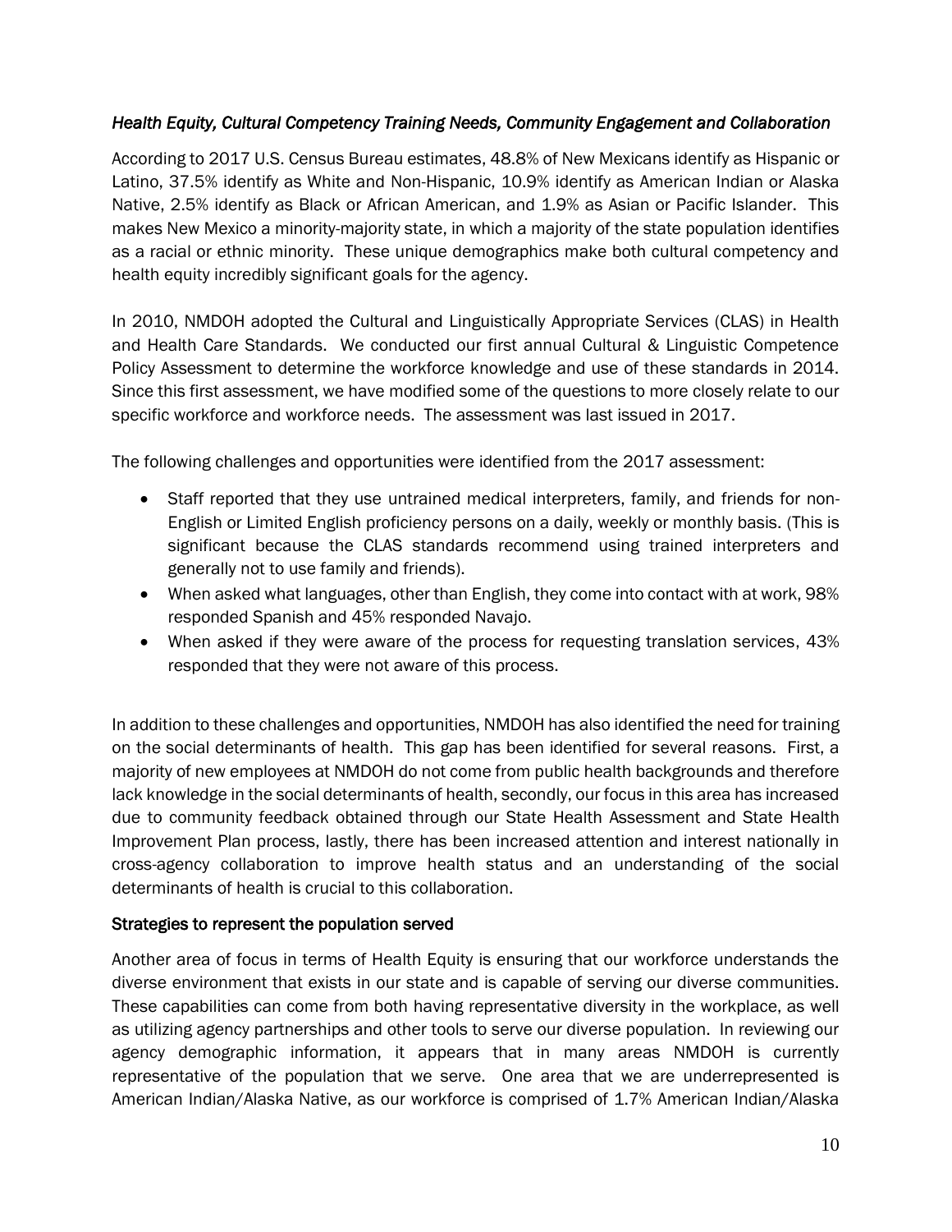### *Health Equity, Cultural Competency Training Needs, Community Engagement and Collaboration*

According to 2017 U.S. Census Bureau estimates, 48.8% of New Mexicans identify as Hispanic or Latino, 37.5% identify as White and Non-Hispanic, 10.9% identify as American Indian or Alaska Native, 2.5% identify as Black or African American, and 1.9% as Asian or Pacific Islander. This makes New Mexico a minority-majority state, in which a majority of the state population identifies as a racial or ethnic minority. These unique demographics make both cultural competency and health equity incredibly significant goals for the agency.

In 2010, NMDOH adopted the Cultural and Linguistically Appropriate Services (CLAS) in Health and Health Care Standards. We conducted our first annual Cultural & Linguistic Competence Policy Assessment to determine the workforce knowledge and use of these standards in 2014. Since this first assessment, we have modified some of the questions to more closely relate to our specific workforce and workforce needs. The assessment was last issued in 2017.

The following challenges and opportunities were identified from the 2017 assessment:

- Staff reported that they use untrained medical interpreters, family, and friends for non-English or Limited English proficiency persons on a daily, weekly or monthly basis. (This is significant because the CLAS standards recommend using trained interpreters and generally not to use family and friends).
- When asked what languages, other than English, they come into contact with at work, 98% responded Spanish and 45% responded Navajo.
- When asked if they were aware of the process for requesting translation services, 43% responded that they were not aware of this process.

In addition to these challenges and opportunities, NMDOH has also identified the need for training on the social determinants of health. This gap has been identified for several reasons. First, a majority of new employees at NMDOH do not come from public health backgrounds and therefore lack knowledge in the social determinants of health, secondly, our focus in this area has increased due to community feedback obtained through our State Health Assessment and State Health Improvement Plan process, lastly, there has been increased attention and interest nationally in cross-agency collaboration to improve health status and an understanding of the social determinants of health is crucial to this collaboration.

### Strategies to represent the population served

Another area of focus in terms of Health Equity is ensuring that our workforce understands the diverse environment that exists in our state and is capable of serving our diverse communities. These capabilities can come from both having representative diversity in the workplace, as well as utilizing agency partnerships and other tools to serve our diverse population. In reviewing our agency demographic information, it appears that in many areas NMDOH is currently representative of the population that we serve. One area that we are underrepresented is American Indian/Alaska Native, as our workforce is comprised of 1.7% American Indian/Alaska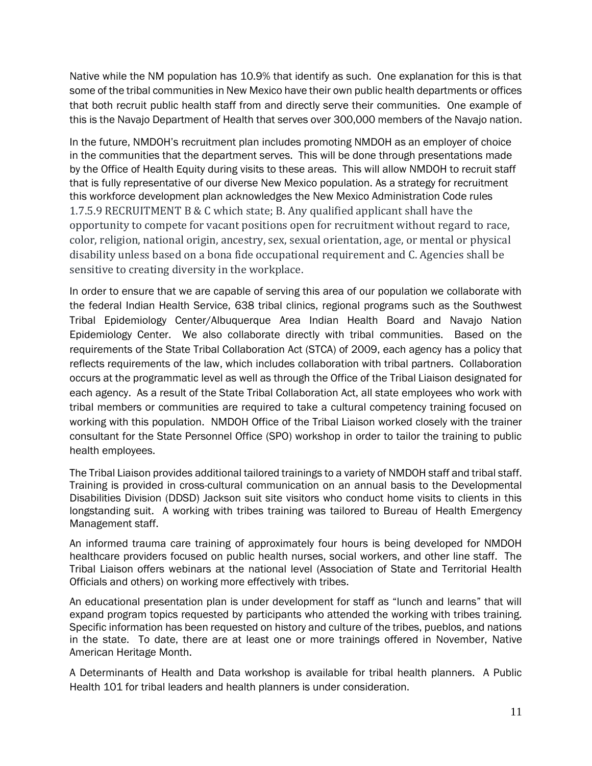Native while the NM population has 10.9% that identify as such. One explanation for this is that some of the tribal communities in New Mexico have their own public health departments or offices that both recruit public health staff from and directly serve their communities. One example of this is the Navajo Department of Health that serves over 300,000 members of the Navajo nation.

In the future, NMDOH's recruitment plan includes promoting NMDOH as an employer of choice in the communities that the department serves. This will be done through presentations made by the Office of Health Equity during visits to these areas. This will allow NMDOH to recruit staff that is fully representative of our diverse New Mexico population. As a strategy for recruitment this workforce development plan acknowledges the New Mexico Administration Code rules 1.7.5.9 RECRUITMENT B & C which state; B. Any qualified applicant shall have the opportunity to compete for vacant positions open for recruitment without regard to race, color, religion, national origin, ancestry, sex, sexual orientation, age, or mental or physical disability unless based on a bona fide occupational requirement and C. Agencies shall be sensitive to creating diversity in the workplace.

In order to ensure that we are capable of serving this area of our population we collaborate with the federal Indian Health Service, 638 tribal clinics, regional programs such as the Southwest Tribal Epidemiology Center/Albuquerque Area Indian Health Board and Navajo Nation Epidemiology Center. We also collaborate directly with tribal communities. Based on the requirements of the State Tribal Collaboration Act (STCA) of 2009, each agency has a policy that reflects requirements of the law, which includes collaboration with tribal partners. Collaboration occurs at the programmatic level as well as through the Office of the Tribal Liaison designated for each agency. As a result of the State Tribal Collaboration Act, all state employees who work with tribal members or communities are required to take a cultural competency training focused on working with this population. NMDOH Office of the Tribal Liaison worked closely with the trainer consultant for the State Personnel Office (SPO) workshop in order to tailor the training to public health employees.

The Tribal Liaison provides additional tailored trainings to a variety of NMDOH staff and tribal staff. Training is provided in cross-cultural communication on an annual basis to the Developmental Disabilities Division (DDSD) Jackson suit site visitors who conduct home visits to clients in this longstanding suit. A working with tribes training was tailored to Bureau of Health Emergency Management staff.

An informed trauma care training of approximately four hours is being developed for NMDOH healthcare providers focused on public health nurses, social workers, and other line staff. The Tribal Liaison offers webinars at the national level (Association of State and Territorial Health Officials and others) on working more effectively with tribes.

An educational presentation plan is under development for staff as "lunch and learns" that will expand program topics requested by participants who attended the working with tribes training. Specific information has been requested on history and culture of the tribes, pueblos, and nations in the state. To date, there are at least one or more trainings offered in November, Native American Heritage Month.

A Determinants of Health and Data workshop is available for tribal health planners. A Public Health 101 for tribal leaders and health planners is under consideration.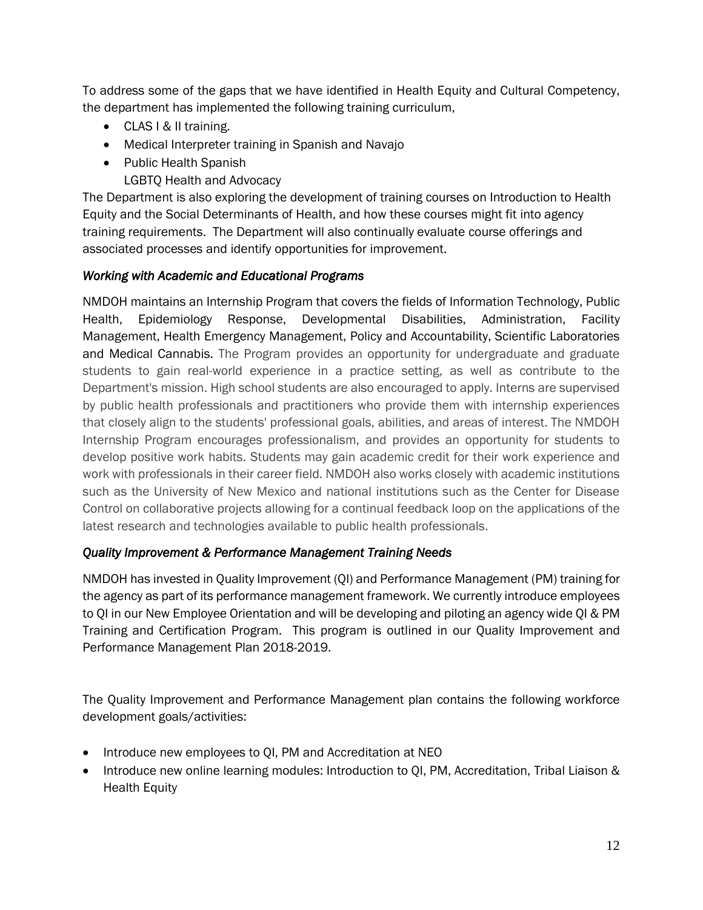To address some of the gaps that we have identified in Health Equity and Cultural Competency, the department has implemented the following training curriculum,

- CLAS I & II training.
- Medical Interpreter training in Spanish and Navajo
- Public Health Spanish
  LGBTQ Health and Advocacy

The Department is also exploring the development of training courses on Introduction to Health Equity and the Social Determinants of Health, and how these courses might fit into agency training requirements. The Department will also continually evaluate course offerings and associated processes and identify opportunities for improvement.

### *Working with Academic and Educational Programs*

NMDOH maintains an Internship Program that covers the fields of Information Technology, Public Health, Epidemiology Response, Developmental Disabilities, Administration, Facility Management, Health Emergency Management, Policy and Accountability, Scientific Laboratories and Medical Cannabis. The Program provides an opportunity for undergraduate and graduate students to gain real-world experience in a practice setting, as well as contribute to the Department's mission. High school students are also encouraged to apply. Interns are supervised by public health professionals and practitioners who provide them with internship experiences that closely align to the students' professional goals, abilities, and areas of interest. The NMDOH Internship Program encourages professionalism, and provides an opportunity for students to develop positive work habits. Students may gain academic credit for their work experience and work with professionals in their career field. NMDOH also works closely with academic institutions such as the University of New Mexico and national institutions such as the Center for Disease Control on collaborative projects allowing for a continual feedback loop on the applications of the latest research and technologies available to public health professionals.

### *Quality Improvement & Performance Management Training Needs*

NMDOH has invested in Quality Improvement (QI) and Performance Management (PM) training for the agency as part of its performance management framework. We currently introduce employees to QI in our New Employee Orientation and will be developing and piloting an agency wide QI & PM Training and Certification Program. This program is outlined in our Quality Improvement and Performance Management Plan 2018-2019.

The Quality Improvement and Performance Management plan contains the following workforce development goals/activities:

- Introduce new employees to QI, PM and Accreditation at NEO
- Introduce new online learning modules: Introduction to QI, PM, Accreditation, Tribal Liaison & Health Equity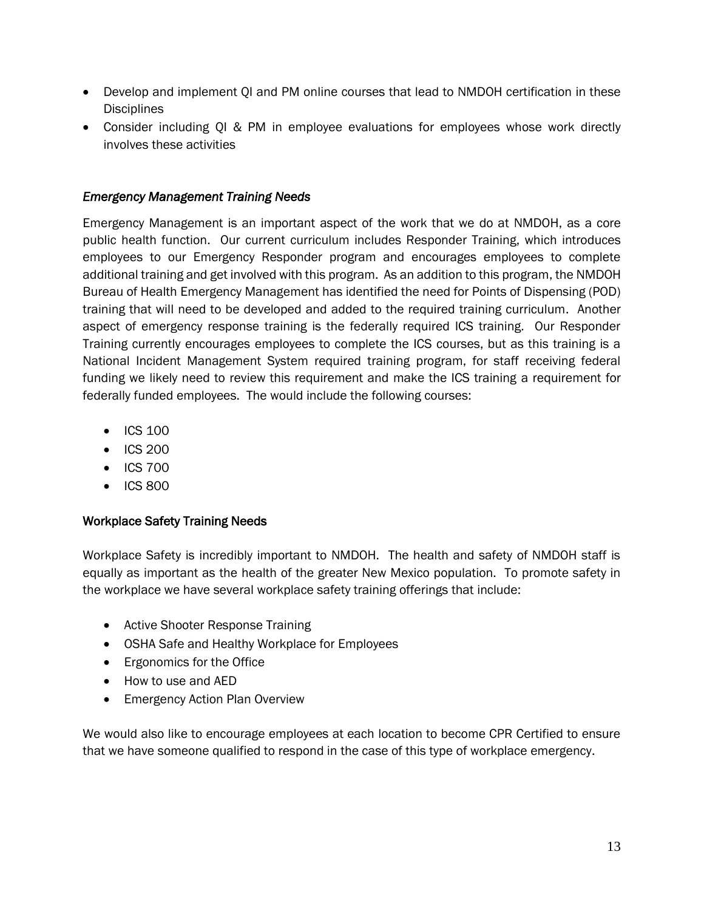- Develop and implement QI and PM online courses that lead to NMDOH certification in these Disciplines
- Consider including QI & PM in employee evaluations for employees whose work directly involves these activities

### *Emergency Management Training Needs*

Emergency Management is an important aspect of the work that we do at NMDOH, as a core public health function. Our current curriculum includes Responder Training, which introduces employees to our Emergency Responder program and encourages employees to complete additional training and get involved with this program. As an addition to this program, the NMDOH Bureau of Health Emergency Management has identified the need for Points of Dispensing (POD) training that will need to be developed and added to the required training curriculum. Another aspect of emergency response training is the federally required ICS training. Our Responder Training currently encourages employees to complete the ICS courses, but as this training is a National Incident Management System required training program, for staff receiving federal funding we likely need to review this requirement and make the ICS training a requirement for federally funded employees. The would include the following courses:

- ICS 100
- ICS 200
- ICS 700
- ICS 800

### Workplace Safety Training Needs

Workplace Safety is incredibly important to NMDOH. The health and safety of NMDOH staff is equally as important as the health of the greater New Mexico population. To promote safety in the workplace we have several workplace safety training offerings that include:

- Active Shooter Response Training
- OSHA Safe and Healthy Workplace for Employees
- Ergonomics for the Office
- How to use and AED
- Emergency Action Plan Overview

We would also like to encourage employees at each location to become CPR Certified to ensure that we have someone qualified to respond in the case of this type of workplace emergency.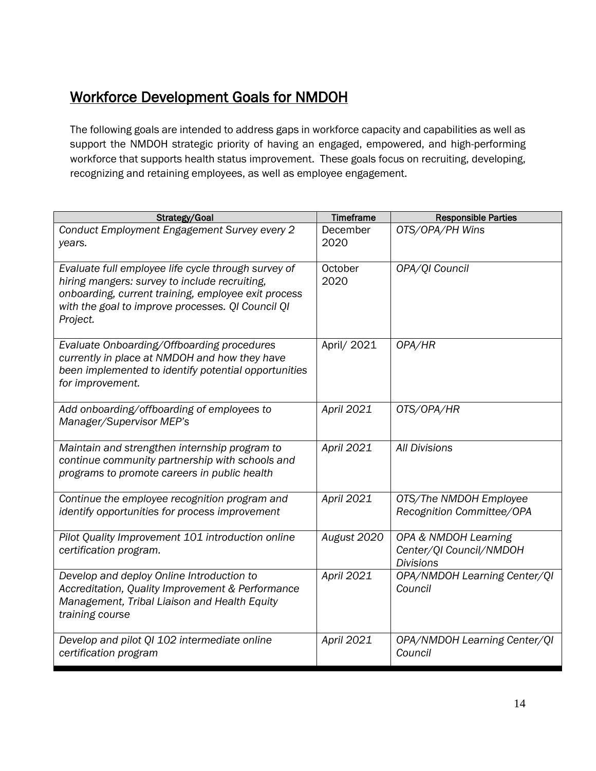## Workforce Development Goals for NMDOH

The following goals are intended to address gaps in workforce capacity and capabilities as well as support the NMDOH strategic priority of having an engaged, empowered, and high-performing workforce that supports health status improvement. These goals focus on recruiting, developing, recognizing and retaining employees, as well as employee engagement.

| Strategy/Goal | Timeframe | Responsible Parties |
|---|---|---|
| *Conduct Employment Engagement Survey every 2 years.* | December 2020 | *OTS/OPA/PH Wins* |
| *Evaluate full employee life cycle through survey of hiring mangers: survey to include recruiting, onboarding, current training, employee exit process with the goal to improve processes. QI Council QI Project.* | October 2020 | *OPA/QI Council* |
| *Evaluate Onboarding/Offboarding procedures currently in place at NMDOH and how they have been implemented to identify potential opportunities for improvement.* | April/ 2021 | *OPA/HR* |
| *Add onboarding/offboarding of employees to Manager/Supervisor MEP's* | *April 2021* | *OTS/OPA/HR* |
| *Maintain and strengthen internship program to continue community partnership with schools and programs to promote careers in public health* | *April 2021* | *All Divisions* |
| *Continue the employee recognition program and identify opportunities for process improvement* | *April 2021* | *OTS/The NMDOH Employee Recognition Committee/OPA* |
| *Pilot Quality Improvement 101 introduction online certification program.* | *August 2020* | *OPA & NMDOH Learning Center/QI Council/NMDOH Divisions* |
| *Develop and deploy Online Introduction to Accreditation, Quality Improvement & Performance Management, Tribal Liaison and Health Equity training course* | *April 2021* | *OPA/NMDOH Learning Center/QI Council* |
| *Develop and pilot QI 102 intermediate online certification program* | *April 2021* | *OPA/NMDOH Learning Center/QI Council* |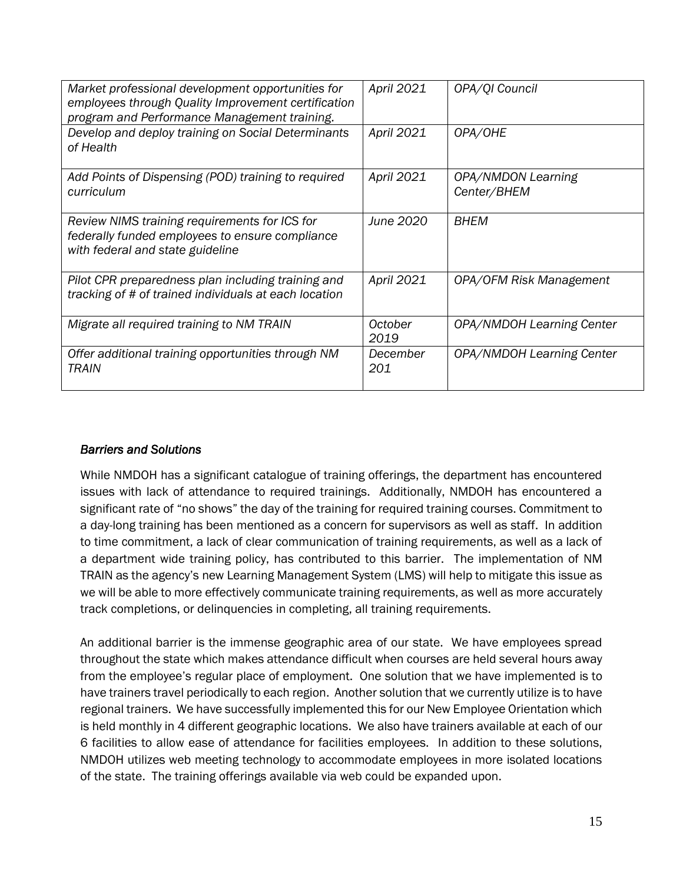| | | |
|---|---|---|
| *Market professional development opportunities for employees through Quality Improvement certification program and Performance Management training.* | *April 2021* | *OPA/QI Council* |
| *Develop and deploy training on Social Determinants of Health* | *April 2021* | *OPA/OHE* |
| *Add Points of Dispensing (POD) training to required curriculum* | *April 2021* | *OPA/NMDON Learning Center/BHEM* |
| *Review NIMS training requirements for ICS for federally funded employees to ensure compliance with federal and state guideline* | *June 2020* | *BHEM* |
| *Pilot CPR preparedness plan including training and tracking of # of trained individuals at each location* | *April 2021* | *OPA/OFM Risk Management* |
| *Migrate all required training to NM TRAIN* | *October 2019* | *OPA/NMDOH Learning Center* |
| *Offer additional training opportunities through NM TRAIN* | *December 201* | *OPA/NMDOH Learning Center* |

### *Barriers and Solutions*

While NMDOH has a significant catalogue of training offerings, the department has encountered issues with lack of attendance to required trainings. Additionally, NMDOH has encountered a significant rate of "no shows" the day of the training for required training courses. Commitment to a day-long training has been mentioned as a concern for supervisors as well as staff. In addition to time commitment, a lack of clear communication of training requirements, as well as a lack of a department wide training policy, has contributed to this barrier. The implementation of NM TRAIN as the agency's new Learning Management System (LMS) will help to mitigate this issue as we will be able to more effectively communicate training requirements, as well as more accurately track completions, or delinquencies in completing, all training requirements.

An additional barrier is the immense geographic area of our state. We have employees spread throughout the state which makes attendance difficult when courses are held several hours away from the employee's regular place of employment. One solution that we have implemented is to have trainers travel periodically to each region. Another solution that we currently utilize is to have regional trainers. We have successfully implemented this for our New Employee Orientation which is held monthly in 4 different geographic locations. We also have trainers available at each of our 6 facilities to allow ease of attendance for facilities employees. In addition to these solutions, NMDOH utilizes web meeting technology to accommodate employees in more isolated locations of the state. The training offerings available via web could be expanded upon.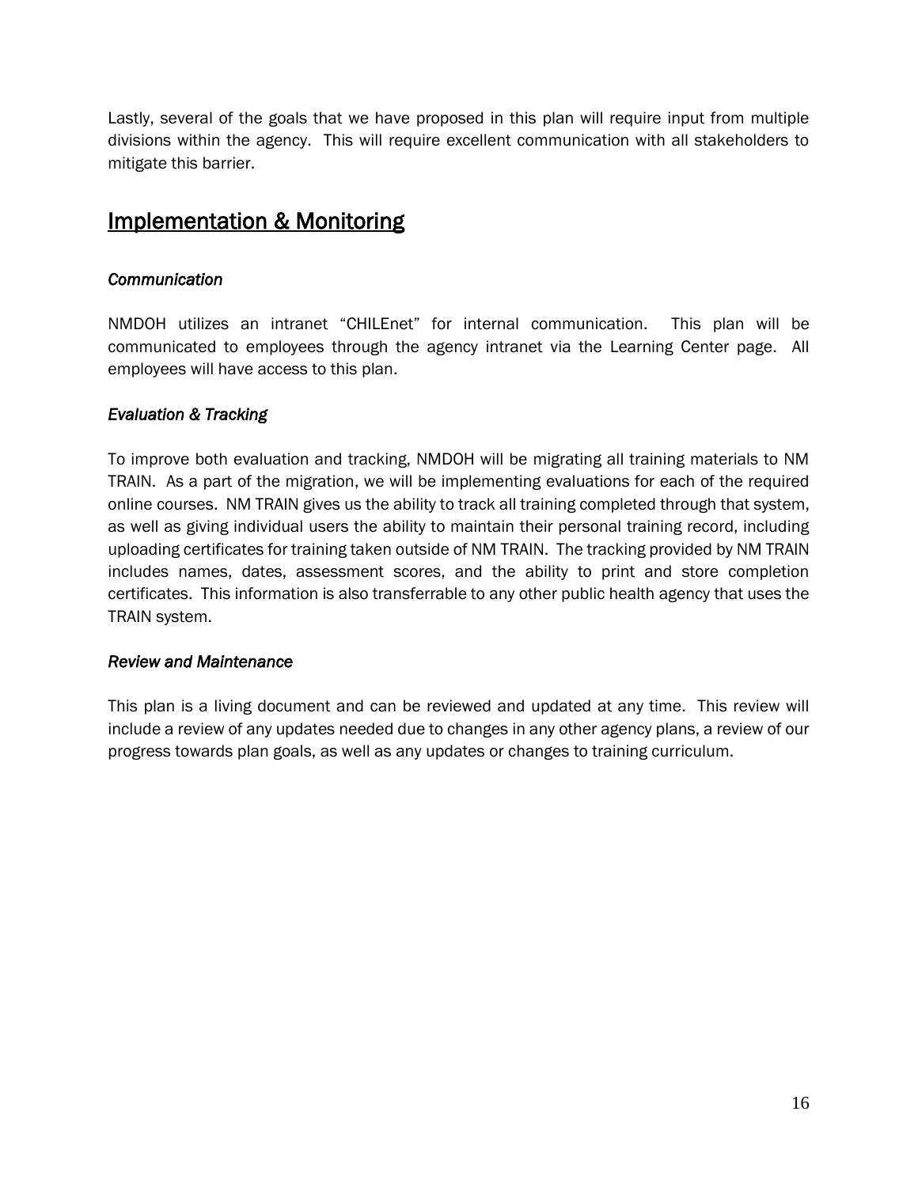Lastly, several of the goals that we have proposed in this plan will require input from multiple divisions within the agency. This will require excellent communication with all stakeholders to mitigate this barrier.

## Implementation & Monitoring

### *Communication*

NMDOH utilizes an intranet "CHILEnet" for internal communication. This plan will be communicated to employees through the agency intranet via the Learning Center page. All employees will have access to this plan.

### *Evaluation & Tracking*

To improve both evaluation and tracking, NMDOH will be migrating all training materials to NM TRAIN. As a part of the migration, we will be implementing evaluations for each of the required online courses. NM TRAIN gives us the ability to track all training completed through that system, as well as giving individual users the ability to maintain their personal training record, including uploading certificates for training taken outside of NM TRAIN. The tracking provided by NM TRAIN includes names, dates, assessment scores, and the ability to print and store completion certificates. This information is also transferrable to any other public health agency that uses the TRAIN system.

### *Review and Maintenance*

This plan is a living document and can be reviewed and updated at any time. This review will include a review of any updates needed due to changes in any other agency plans, a review of our progress towards plan goals, as well as any updates or changes to training curriculum.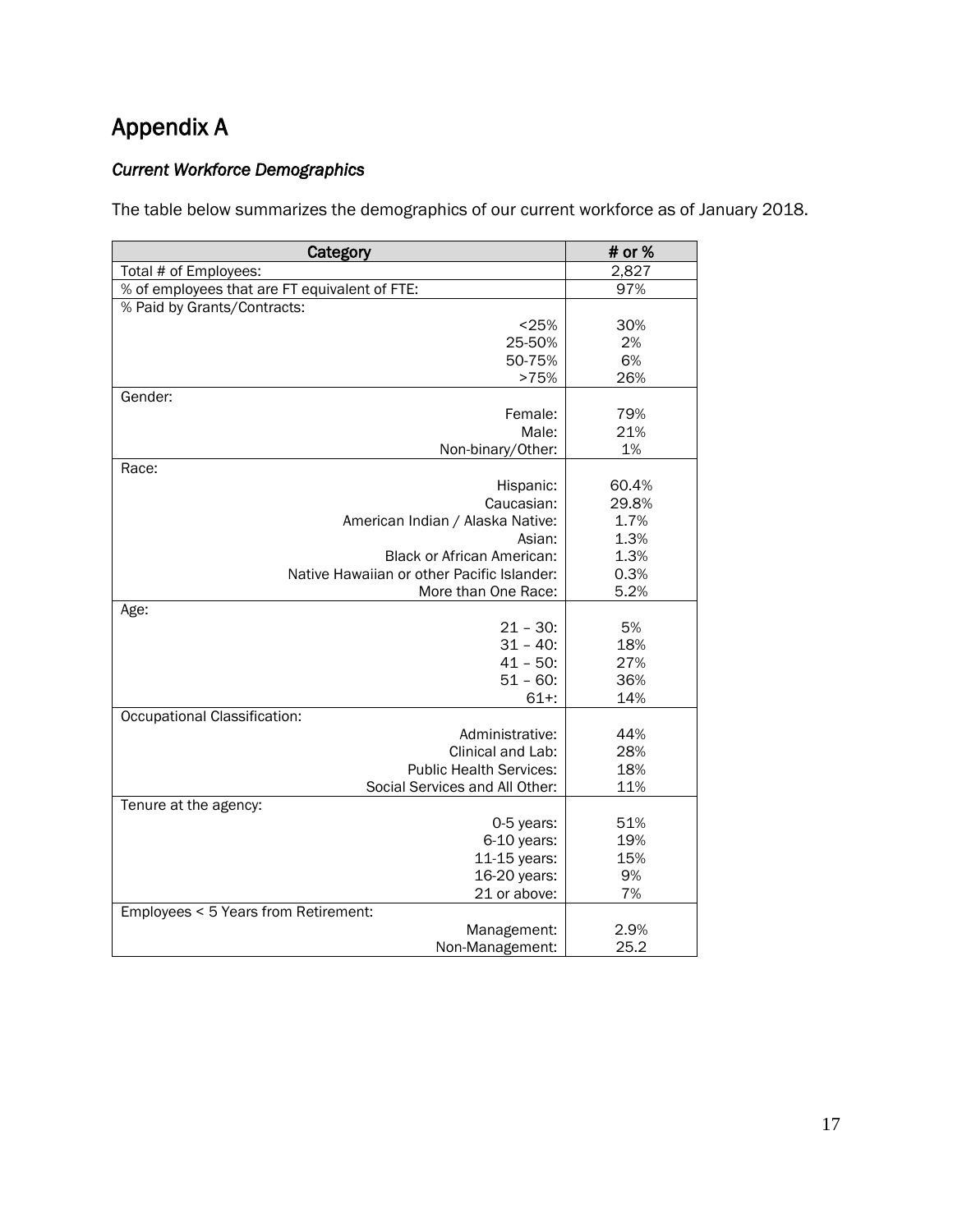# Appendix A

### *Current Workforce Demographics*

The table below summarizes the demographics of our current workforce as of January 2018.

| Category | # or % |
|---|---|
| Total # of Employees: | 2,827 |
| % of employees that are FT equivalent of FTE: | 97% |
| % Paid by Grants/Contracts: | |
| <25% | 30% |
| 25-50% | 2% |
| 50-75% | 6% |
| >75% | 26% |
| Gender: | |
| Female: | 79% |
| Male: | 21% |
| Non-binary/Other: | 1% |
| Race: | |
| Hispanic: | 60.4% |
| Caucasian: | 29.8% |
| American Indian / Alaska Native: | 1.7% |
| Asian: | 1.3% |
| Black or African American: | 1.3% |
| Native Hawaiian or other Pacific Islander: | 0.3% |
| More than One Race: | 5.2% |
| Age: | |
| 21 – 30: | 5% |
| 31 – 40: | 18% |
| 41 – 50: | 27% |
| 51 – 60: | 36% |
| 61+: | 14% |
| Occupational Classification: | |
| Administrative: | 44% |
| Clinical and Lab: | 28% |
| Public Health Services: | 18% |
| Social Services and All Other: | 11% |
| Tenure at the agency: | |
| 0-5 years: | 51% |
| 6-10 years: | 19% |
| 11-15 years: | 15% |
| 16-20 years: | 9% |
| 21 or above: | 7% |
| Employees < 5 Years from Retirement: | |
| Management: | 2.9% |
| Non-Management: | 25.2 |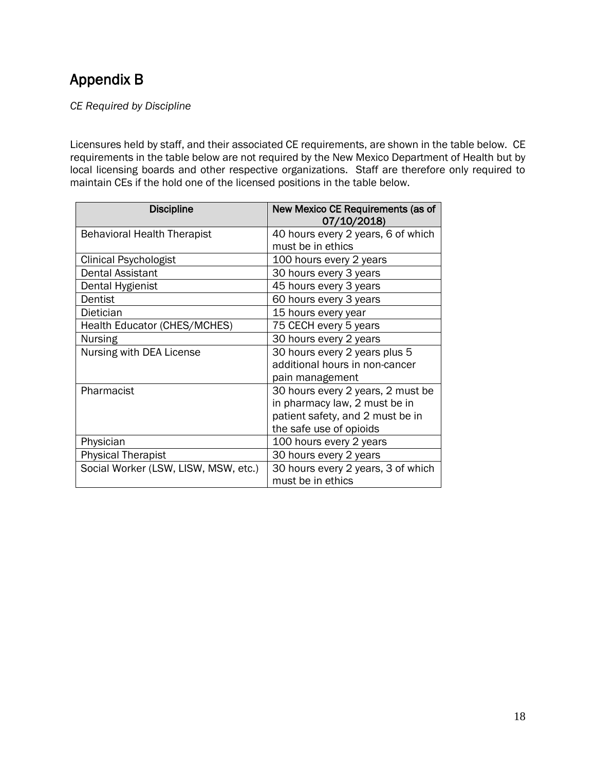# Appendix B

*CE Required by Discipline*

Licensures held by staff, and their associated CE requirements, are shown in the table below. CE requirements in the table below are not required by the New Mexico Department of Health but by local licensing boards and other respective organizations. Staff are therefore only required to maintain CEs if the hold one of the licensed positions in the table below.

| Discipline | New Mexico CE Requirements (as of 07/10/2018) |
|---|---|
| Behavioral Health Therapist | 40 hours every 2 years, 6 of which must be in ethics |
| Clinical Psychologist | 100 hours every 2 years |
| Dental Assistant | 30 hours every 3 years |
| Dental Hygienist | 45 hours every 3 years |
| Dentist | 60 hours every 3 years |
| Dietician | 15 hours every year |
| Health Educator (CHES/MCHES) | 75 CECH every 5 years |
| Nursing | 30 hours every 2 years |
| Nursing with DEA License | 30 hours every 2 years plus 5 additional hours in non-cancer pain management |
| Pharmacist | 30 hours every 2 years, 2 must be in pharmacy law, 2 must be in patient safety, and 2 must be in the safe use of opioids |
| Physician | 100 hours every 2 years |
| Physical Therapist | 30 hours every 2 years |
| Social Worker (LSW, LISW, MSW, etc.) | 30 hours every 2 years, 3 of which must be in ethics |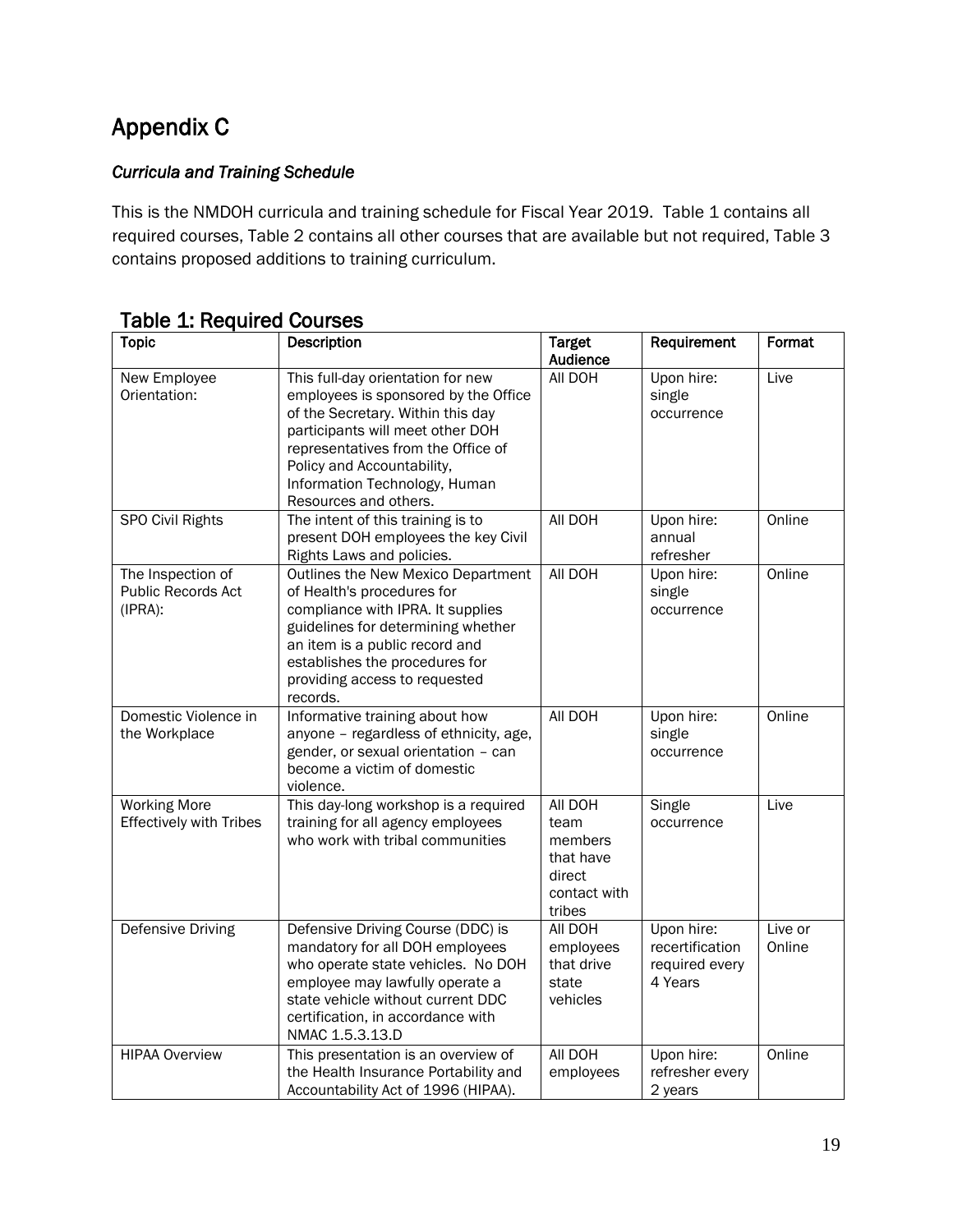# Appendix C

### *Curricula and Training Schedule*

This is the NMDOH curricula and training schedule for Fiscal Year 2019. Table 1 contains all required courses, Table 2 contains all other courses that are available but not required, Table 3 contains proposed additions to training curriculum.

## Table 1: Required Courses

| Topic | Description | Target Audience | Requirement | Format |
|---|---|---|---|---|
| New Employee Orientation: | This full-day orientation for new employees is sponsored by the Office of the Secretary. Within this day participants will meet other DOH representatives from the Office of Policy and Accountability, Information Technology, Human Resources and others. | All DOH | Upon hire: single occurrence | Live |
| SPO Civil Rights | The intent of this training is to present DOH employees the key Civil Rights Laws and policies. | All DOH | Upon hire: annual refresher | Online |
| The Inspection of Public Records Act (IPRA): | Outlines the New Mexico Department of Health's procedures for compliance with IPRA. It supplies guidelines for determining whether an item is a public record and establishes the procedures for providing access to requested records. | All DOH | Upon hire: single occurrence | Online |
| Domestic Violence in the Workplace | Informative training about how anyone – regardless of ethnicity, age, gender, or sexual orientation – can become a victim of domestic violence. | All DOH | Upon hire: single occurrence | Online |
| Working More Effectively with Tribes | This day-long workshop is a required training for all agency employees who work with tribal communities | All DOH team members that have direct contact with tribes | Single occurrence | Live |
| Defensive Driving | Defensive Driving Course (DDC) is mandatory for all DOH employees who operate state vehicles. No DOH employee may lawfully operate a state vehicle without current DDC certification, in accordance with NMAC 1.5.3.13.D | All DOH employees that drive state vehicles | Upon hire: recertification required every 4 Years | Live or Online |
| HIPAA Overview | This presentation is an overview of the Health Insurance Portability and Accountability Act of 1996 (HIPAA). | All DOH employees | Upon hire: refresher every 2 years | Online |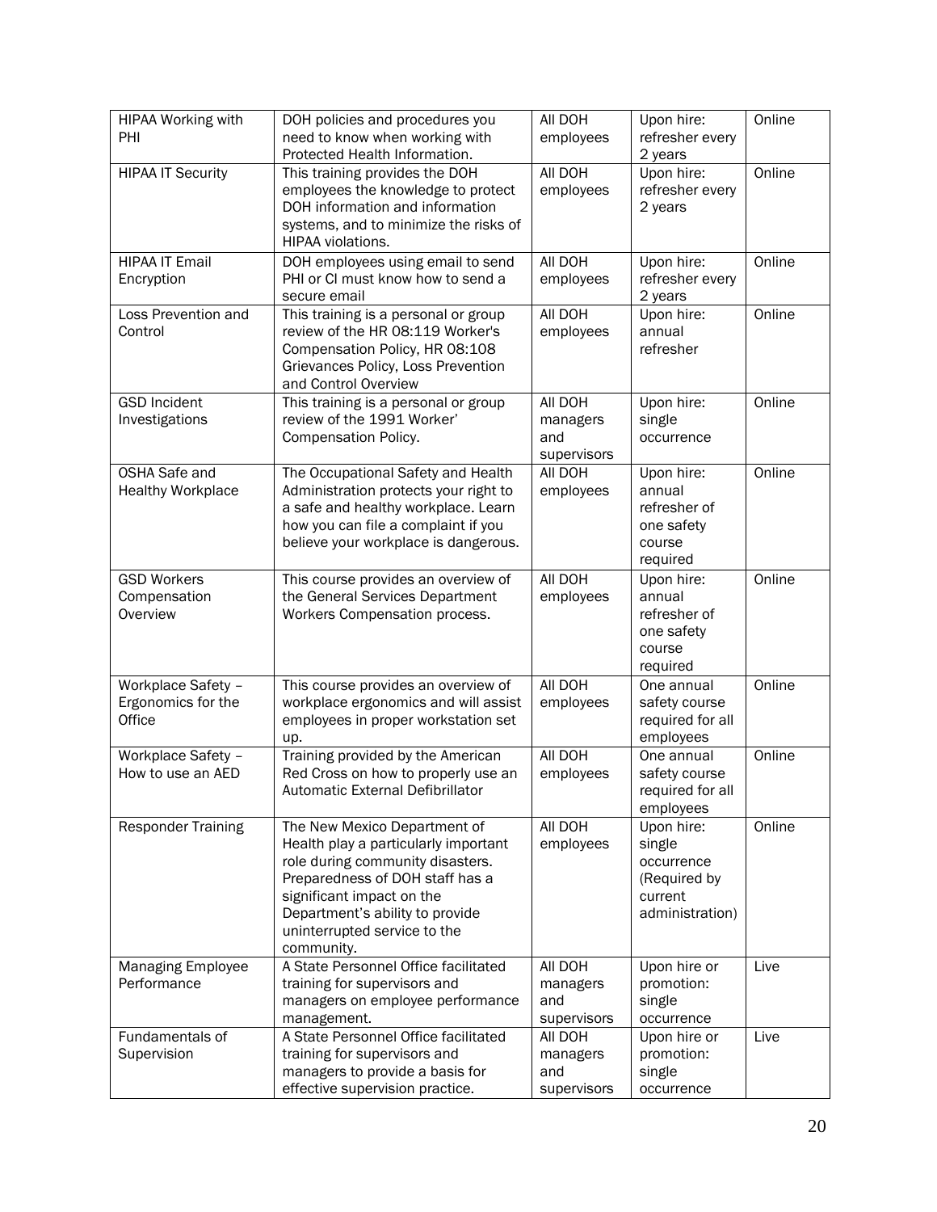| HIPAA Working with PHI | DOH policies and procedures you need to know when working with Protected Health Information. | All DOH employees | Upon hire: refresher every 2 years | Online |
|---|---|---|---|---|
| HIPAA IT Security | This training provides the DOH employees the knowledge to protect DOH information and information systems, and to minimize the risks of HIPAA violations. | All DOH employees | Upon hire: refresher every 2 years | Online |
| HIPAA IT Email Encryption | DOH employees using email to send PHI or CI must know how to send a secure email | All DOH employees | Upon hire: refresher every 2 years | Online |
| Loss Prevention and Control | This training is a personal or group review of the HR 08:119 Worker's Compensation Policy, HR 08:108 Grievances Policy, Loss Prevention and Control Overview | All DOH employees | Upon hire: annual refresher | Online |
| GSD Incident Investigations | This training is a personal or group review of the 1991 Worker' Compensation Policy. | All DOH managers and supervisors | Upon hire: single occurrence | Online |
| OSHA Safe and Healthy Workplace | The Occupational Safety and Health Administration protects your right to a safe and healthy workplace. Learn how you can file a complaint if you believe your workplace is dangerous. | All DOH employees | Upon hire: annual refresher of one safety course required | Online |
| GSD Workers Compensation Overview | This course provides an overview of the General Services Department Workers Compensation process. | All DOH employees | Upon hire: annual refresher of one safety course required | Online |
| Workplace Safety – Ergonomics for the Office | This course provides an overview of workplace ergonomics and will assist employees in proper workstation set up. | All DOH employees | One annual safety course required for all employees | Online |
| Workplace Safety – How to use an AED | Training provided by the American Red Cross on how to properly use an Automatic External Defibrillator | All DOH employees | One annual safety course required for all employees | Online |
| Responder Training | The New Mexico Department of Health play a particularly important role during community disasters. Preparedness of DOH staff has a significant impact on the Department's ability to provide uninterrupted service to the community. | All DOH employees | Upon hire: single occurrence (Required by current administration) | Online |
| Managing Employee Performance | A State Personnel Office facilitated training for supervisors and managers on employee performance management. | All DOH managers and supervisors | Upon hire or promotion: single occurrence | Live |
| Fundamentals of Supervision | A State Personnel Office facilitated training for supervisors and managers to provide a basis for effective supervision practice. | All DOH managers and supervisors | Upon hire or promotion: single occurrence | Live |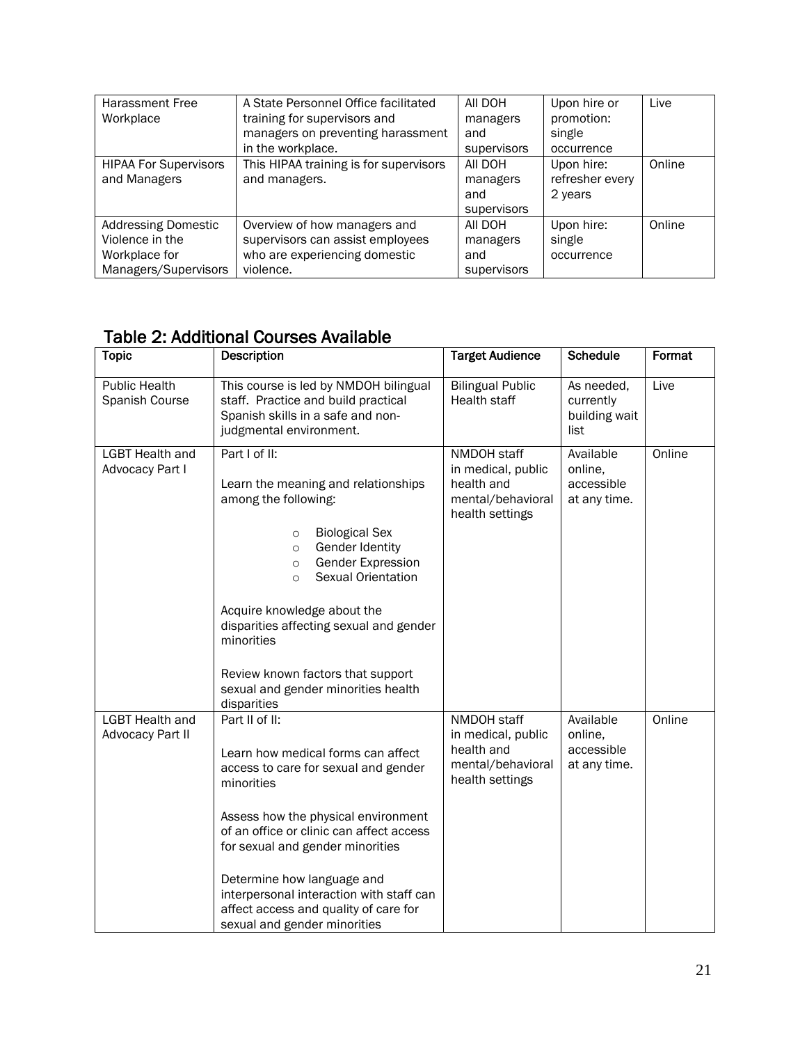| Harassment Free Workplace | A State Personnel Office facilitated training for supervisors and managers on preventing harassment in the workplace. | All DOH managers and supervisors | Upon hire or promotion: single occurrence | Live |
|---|---|---|---|---|
| HIPAA For Supervisors and Managers | This HIPAA training is for supervisors and managers. | All DOH managers and supervisors | Upon hire: refresher every 2 years | Online |
| Addressing Domestic Violence in the Workplace for Managers/Supervisors | Overview of how managers and supervisors can assist employees who are experiencing domestic violence. | All DOH managers and supervisors | Upon hire: single occurrence | Online |

## Table 2: Additional Courses Available

| Topic | Description | Target Audience | Schedule | Format |
|---|---|---|---|---|
| Public Health Spanish Course | This course is led by NMDOH bilingual staff. Practice and build practical Spanish skills in a safe and non-judgmental environment. | Bilingual Public Health staff | As needed, currently building wait list | Live |
| LGBT Health and Advocacy Part I | Part I of II:<br><br>Learn the meaning and relationships among the following:<br>○ Biological Sex<br>○ Gender Identity<br>○ Gender Expression<br>○ Sexual Orientation<br><br>Acquire knowledge about the disparities affecting sexual and gender minorities<br><br>Review known factors that support sexual and gender minorities health disparities | NMDOH staff in medical, public health and mental/behavioral health settings | Available online, accessible at any time. | Online |
| LGBT Health and Advocacy Part II | Part II of II:<br><br>Learn how medical forms can affect access to care for sexual and gender minorities<br><br>Assess how the physical environment of an office or clinic can affect access for sexual and gender minorities<br><br>Determine how language and interpersonal interaction with staff can affect access and quality of care for sexual and gender minorities | NMDOH staff in medical, public health and mental/behavioral health settings | Available online, accessible at any time. | Online |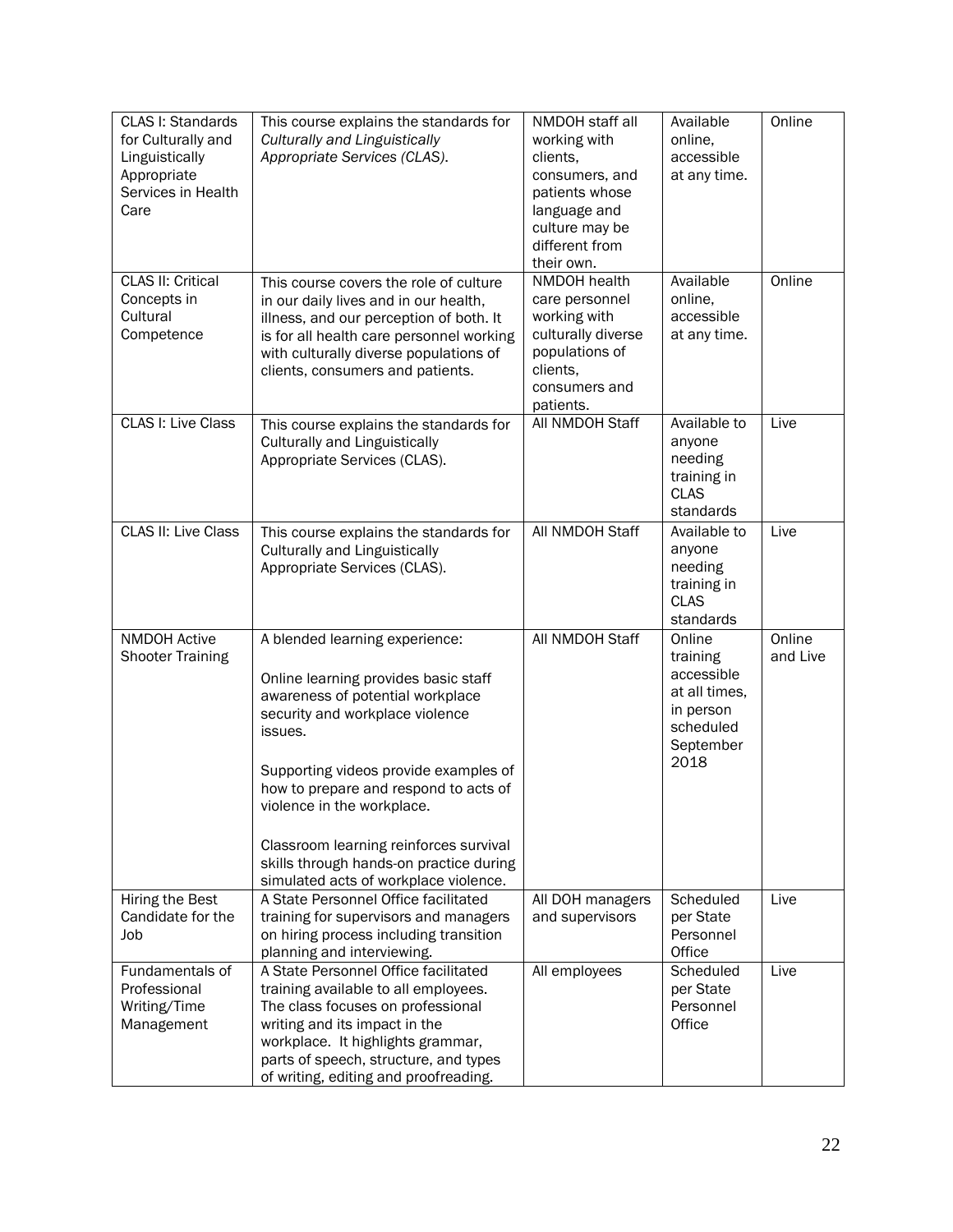| CLAS I: Standards for Culturally and Linguistically Appropriate Services in Health Care | This course explains the standards for *Culturally and Linguistically Appropriate Services (CLAS).* | NMDOH staff all working with clients, consumers, and patients whose language and culture may be different from their own. | Available online, accessible at any time. | Online |
|---|---|---|---|---|
| CLAS II: Critical Concepts in Cultural Competence | This course covers the role of culture in our daily lives and in our health, illness, and our perception of both. It is for all health care personnel working with culturally diverse populations of clients, consumers and patients. | NMDOH health care personnel working with culturally diverse populations of clients, consumers and patients. | Available online, accessible at any time. | Online |
| CLAS I: Live Class | This course explains the standards for Culturally and Linguistically Appropriate Services (CLAS). | All NMDOH Staff | Available to anyone needing training in CLAS standards | Live |
| CLAS II: Live Class | This course explains the standards for Culturally and Linguistically Appropriate Services (CLAS). | All NMDOH Staff | Available to anyone needing training in CLAS standards | Live |
| NMDOH Active Shooter Training | A blended learning experience:<br><br>Online learning provides basic staff awareness of potential workplace security and workplace violence issues.<br><br>Supporting videos provide examples of how to prepare and respond to acts of violence in the workplace.<br><br>Classroom learning reinforces survival skills through hands-on practice during simulated acts of workplace violence. | All NMDOH Staff | Online training accessible at all times, in person scheduled September 2018 | Online and Live |
| Hiring the Best Candidate for the Job | A State Personnel Office facilitated training for supervisors and managers on hiring process including transition planning and interviewing. | All DOH managers and supervisors | Scheduled per State Personnel Office | Live |
| Fundamentals of Professional Writing/Time Management | A State Personnel Office facilitated training available to all employees. The class focuses on professional writing and its impact in the workplace. It highlights grammar, parts of speech, structure, and types of writing, editing and proofreading. | All employees | Scheduled per State Personnel Office | Live |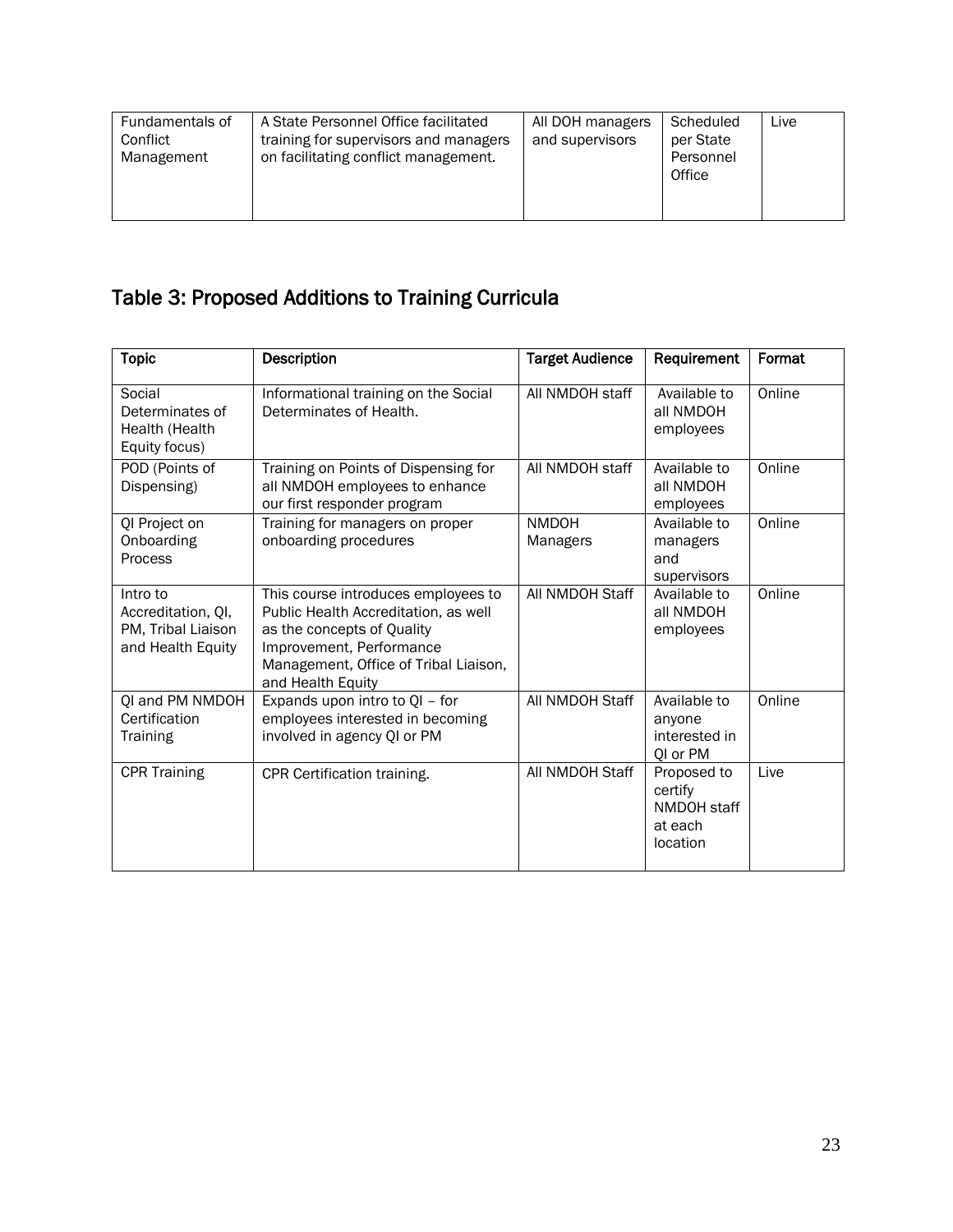| Fundamentals of Conflict Management | A State Personnel Office facilitated training for supervisors and managers on facilitating conflict management. | All DOH managers and supervisors | Scheduled per State Personnel Office | Live |
|---|---|---|---|---|

## Table 3: Proposed Additions to Training Curricula

| Topic | Description | Target Audience | Requirement | Format |
|---|---|---|---|---|
| Social Determinates of Health (Health Equity focus) | Informational training on the Social Determinates of Health. | All NMDOH staff | Available to all NMDOH employees | Online |
| POD (Points of Dispensing) | Training on Points of Dispensing for all NMDOH employees to enhance our first responder program | All NMDOH staff | Available to all NMDOH employees | Online |
| QI Project on Onboarding Process | Training for managers on proper onboarding procedures | NMDOH Managers | Available to managers and supervisors | Online |
| Intro to Accreditation, QI, PM, Tribal Liaison and Health Equity | This course introduces employees to Public Health Accreditation, as well as the concepts of Quality Improvement, Performance Management, Office of Tribal Liaison, and Health Equity | All NMDOH Staff | Available to all NMDOH employees | Online |
| QI and PM NMDOH Certification Training | Expands upon intro to QI – for employees interested in becoming involved in agency QI or PM | All NMDOH Staff | Available to anyone interested in QI or PM | Online |
| CPR Training | CPR Certification training. | All NMDOH Staff | Proposed to certify NMDOH staff at each location | Live |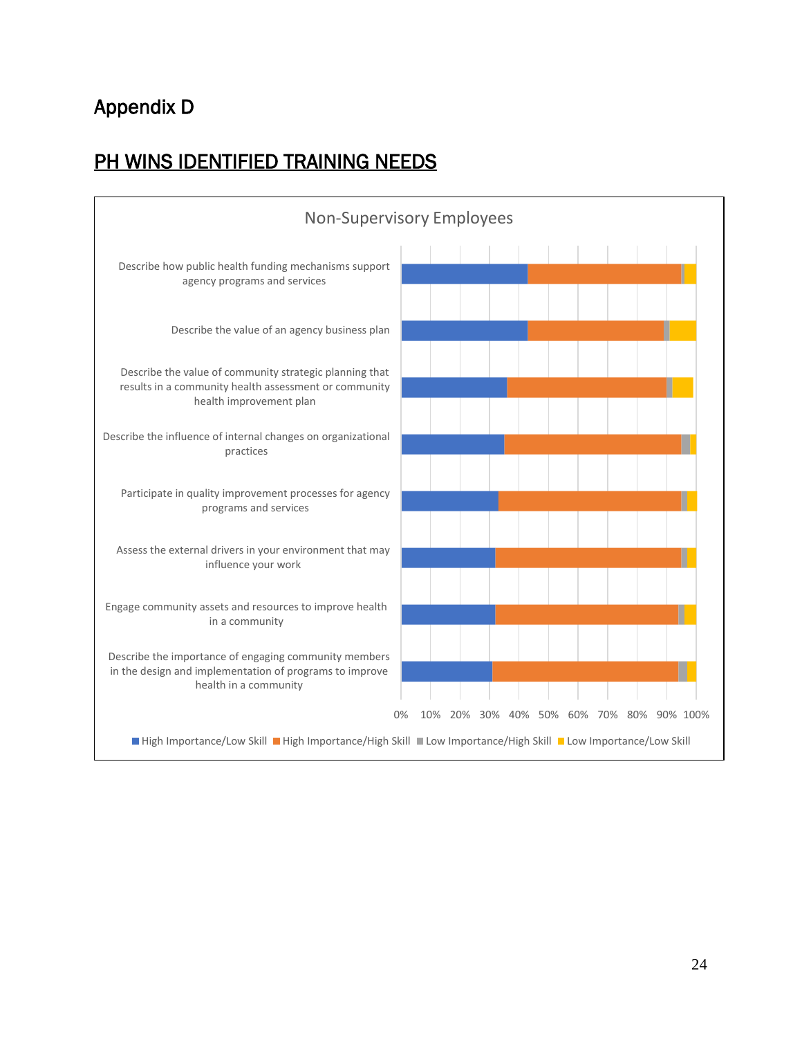# Appendix D

## PH WINS IDENTIFIED TRAINING NEEDS

Non-Supervisory Employees

- Describe how public health funding mechanisms support agency programs and services
- Describe the value of an agency business plan
- Describe the value of community strategic planning that results in a community health assessment or community health improvement plan
- Describe the influence of internal changes on organizational practices
- Participate in quality improvement processes for agency programs and services
- Assess the external drivers in your environment that may influence your work
- Engage community assets and resources to improve health in a community
- Describe the importance of engaging community members in the design and implementation of programs to improve health in a community

0% 10% 20% 30% 40% 50% 60% 70% 80% 90% 100%

High Importance/Low Skill | High Importance/High Skill | Low Importance/High Skill | Low Importance/Low Skill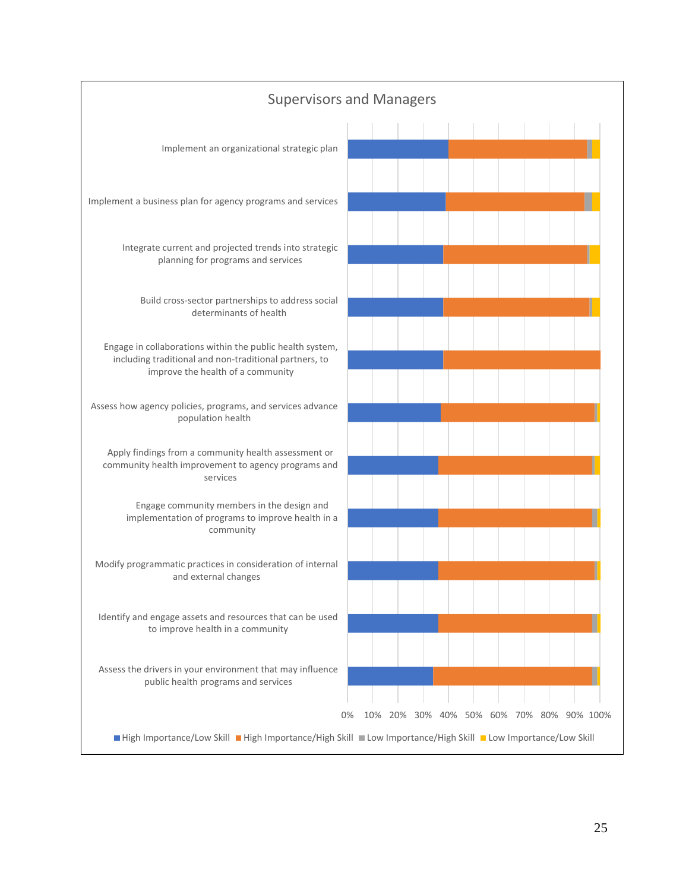## Supervisors and Managers

- Implement an organizational strategic plan
- Implement a business plan for agency programs and services
- Integrate current and projected trends into strategic planning for programs and services
- Build cross-sector partnerships to address social determinants of health
- Engage in collaborations within the public health system, including traditional and non-traditional partners, to improve the health of a community
- Assess how agency policies, programs, and services advance population health
- Apply findings from a community health assessment or community health improvement to agency programs and services
- Engage community members in the design and implementation of programs to improve health in a community
- Modify programmatic practices in consideration of internal and external changes
- Identify and engage assets and resources that can be used to improve health in a community
- Assess the drivers in your environment that may influence public health programs and services

0% 10% 20% 30% 40% 50% 60% 70% 80% 90% 100%

High Importance/Low Skill | High Importance/High Skill | Low Importance/High Skill | Low Importance/Low Skill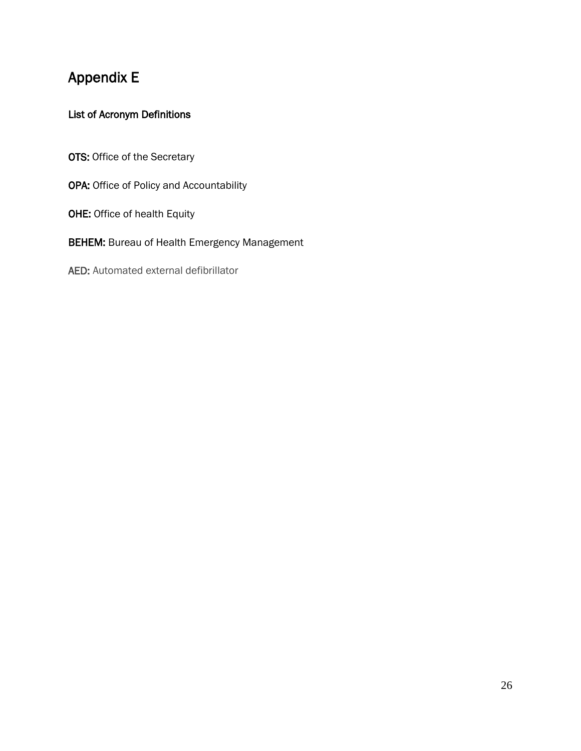# Appendix E

**List of Acronym Definitions**

**OTS:** Office of the Secretary

**OPA:** Office of Policy and Accountability

**OHE:** Office of health Equity

**BEHEM:** Bureau of Health Emergency Management

**AED:** Automated external defibrillator